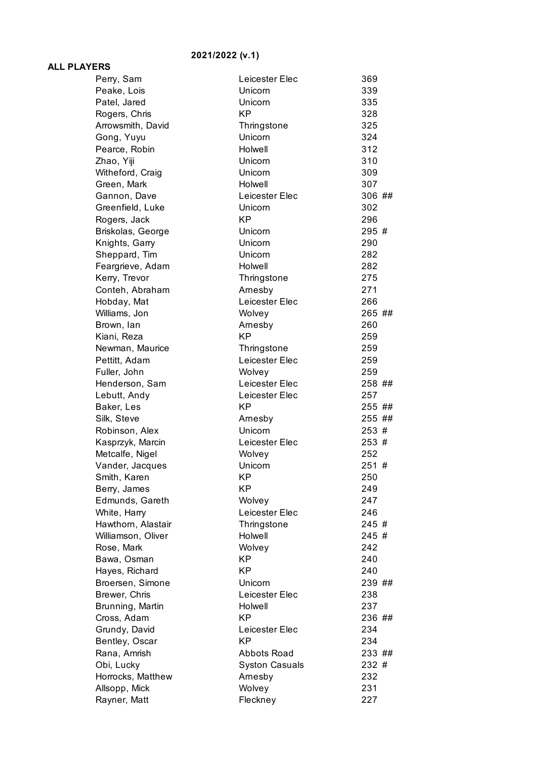**2021/2022 (v.1)**

**ALL PLAYERS**

| Name | Club | Rating | |
|---|---|---|---|
| Perry, Sam | Leicester Elec | 369 | |
| Peake, Lois | Unicorn | 339 | |
| Patel, Jared | Unicorn | 335 | |
| Rogers, Chris | KP | 328 | |
| Arrowsmith, David | Thringstone | 325 | |
| Gong, Yuyu | Unicorn | 324 | |
| Pearce, Robin | Holwell | 312 | |
| Zhao, Yiji | Unicorn | 310 | |
| Witheford, Craig | Unicorn | 309 | |
| Green, Mark | Holwell | 307 | |
| Gannon, Dave | Leicester Elec | 306 | ## |
| Greenfield, Luke | Unicorn | 302 | |
| Rogers, Jack | KP | 296 | |
| Briskolas, George | Unicorn | 295 | # |
| Knights, Garry | Unicorn | 290 | |
| Sheppard, Tim | Unicorn | 282 | |
| Feargrieve, Adam | Holwell | 282 | |
| Kerry, Trevor | Thringstone | 275 | |
| Conteh, Abraham | Arnesby | 271 | |
| Hobday, Mat | Leicester Elec | 266 | |
| Williams, Jon | Wolvey | 265 | ## |
| Brown, Ian | Arnesby | 260 | |
| Kiani, Reza | KP | 259 | |
| Newman, Maurice | Thringstone | 259 | |
| Pettitt, Adam | Leicester Elec | 259 | |
| Fuller, John | Wolvey | 259 | |
| Henderson, Sam | Leicester Elec | 258 | ## |
| Lebutt, Andy | Leicester Elec | 257 | |
| Baker, Les | KP | 255 | ## |
| Silk, Steve | Arnesby | 255 | ## |
| Robinson, Alex | Unicorn | 253 | # |
| Kasprzyk, Marcin | Leicester Elec | 253 | # |
| Metcalfe, Nigel | Wolvey | 252 | |
| Vander, Jacques | Unicorn | 251 | # |
| Smith, Karen | KP | 250 | |
| Berry, James | KP | 249 | |
| Edmunds, Gareth | Wolvey | 247 | |
| White, Harry | Leicester Elec | 246 | |
| Hawthorn, Alastair | Thringstone | 245 | # |
| Williamson, Oliver | Holwell | 245 | # |
| Rose, Mark | Wolvey | 242 | |
| Bawa, Osman | KP | 240 | |
| Hayes, Richard | KP | 240 | |
| Broersen, Simone | Unicorn | 239 | ## |
| Brewer, Chris | Leicester Elec | 238 | |
| Brunning, Martin | Holwell | 237 | |
| Cross, Adam | KP | 236 | ## |
| Grundy, David | Leicester Elec | 234 | |
| Bentley, Oscar | KP | 234 | |
| Rana, Amrish | Abbots Road | 233 | ## |
| Obi, Lucky | Syston Casuals | 232 | # |
| Horrocks, Matthew | Arnesby | 232 | |
| Allsopp, Mick | Wolvey | 231 | |
| Rayner, Matt | Fleckney | 227 | |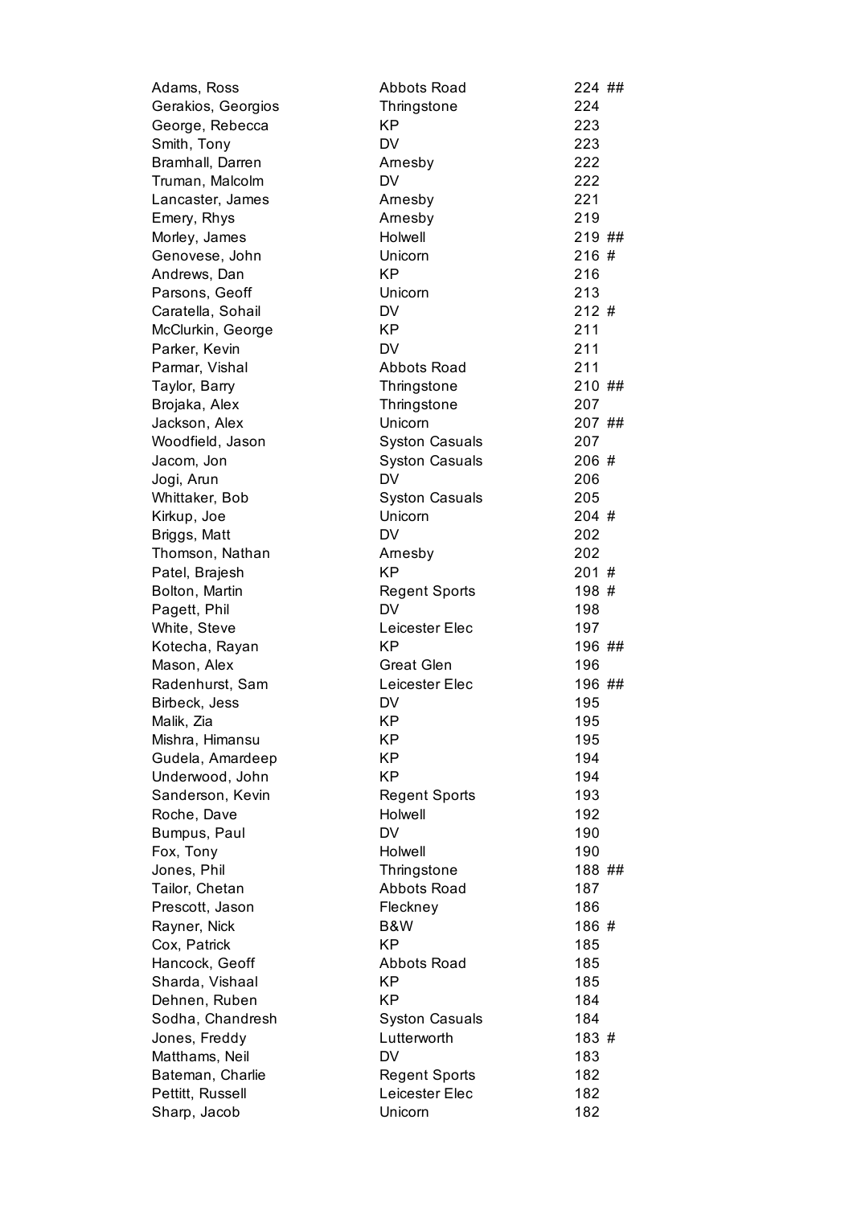| | | | |
|---|---|---|---|
| Adams, Ross | Abbots Road | 224 | ## |
| Gerakios, Georgios | Thringstone | 224 | |
| George, Rebecca | KP | 223 | |
| Smith, Tony | DV | 223 | |
| Bramhall, Darren | Arnesby | 222 | |
| Truman, Malcolm | DV | 222 | |
| Lancaster, James | Arnesby | 221 | |
| Emery, Rhys | Arnesby | 219 | |
| Morley, James | Holwell | 219 | ## |
| Genovese, John | Unicorn | 216 | # |
| Andrews, Dan | KP | 216 | |
| Parsons, Geoff | Unicorn | 213 | |
| Caratella, Sohail | DV | 212 | # |
| McClurkin, George | KP | 211 | |
| Parker, Kevin | DV | 211 | |
| Parmar, Vishal | Abbots Road | 211 | |
| Taylor, Barry | Thringstone | 210 | ## |
| Brojaka, Alex | Thringstone | 207 | |
| Jackson, Alex | Unicorn | 207 | ## |
| Woodfield, Jason | Syston Casuals | 207 | |
| Jacom, Jon | Syston Casuals | 206 | # |
| Jogi, Arun | DV | 206 | |
| Whittaker, Bob | Syston Casuals | 205 | |
| Kirkup, Joe | Unicorn | 204 | # |
| Briggs, Matt | DV | 202 | |
| Thomson, Nathan | Arnesby | 202 | |
| Patel, Brajesh | KP | 201 | # |
| Bolton, Martin | Regent Sports | 198 | # |
| Pagett, Phil | DV | 198 | |
| White, Steve | Leicester Elec | 197 | |
| Kotecha, Rayan | KP | 196 | ## |
| Mason, Alex | Great Glen | 196 | |
| Radenhurst, Sam | Leicester Elec | 196 | ## |
| Birbeck, Jess | DV | 195 | |
| Malik, Zia | KP | 195 | |
| Mishra, Himansu | KP | 195 | |
| Gudela, Amardeep | KP | 194 | |
| Underwood, John | KP | 194 | |
| Sanderson, Kevin | Regent Sports | 193 | |
| Roche, Dave | Holwell | 192 | |
| Bumpus, Paul | DV | 190 | |
| Fox, Tony | Holwell | 190 | |
| Jones, Phil | Thringstone | 188 | ## |
| Tailor, Chetan | Abbots Road | 187 | |
| Prescott, Jason | Fleckney | 186 | |
| Rayner, Nick | B&W | 186 | # |
| Cox, Patrick | KP | 185 | |
| Hancock, Geoff | Abbots Road | 185 | |
| Sharda, Vishaal | KP | 185 | |
| Dehnen, Ruben | KP | 184 | |
| Sodha, Chandresh | Syston Casuals | 184 | |
| Jones, Freddy | Lutterworth | 183 | # |
| Matthams, Neil | DV | 183 | |
| Bateman, Charlie | Regent Sports | 182 | |
| Pettitt, Russell | Leicester Elec | 182 | |
| Sharp, Jacob | Unicorn | 182 | |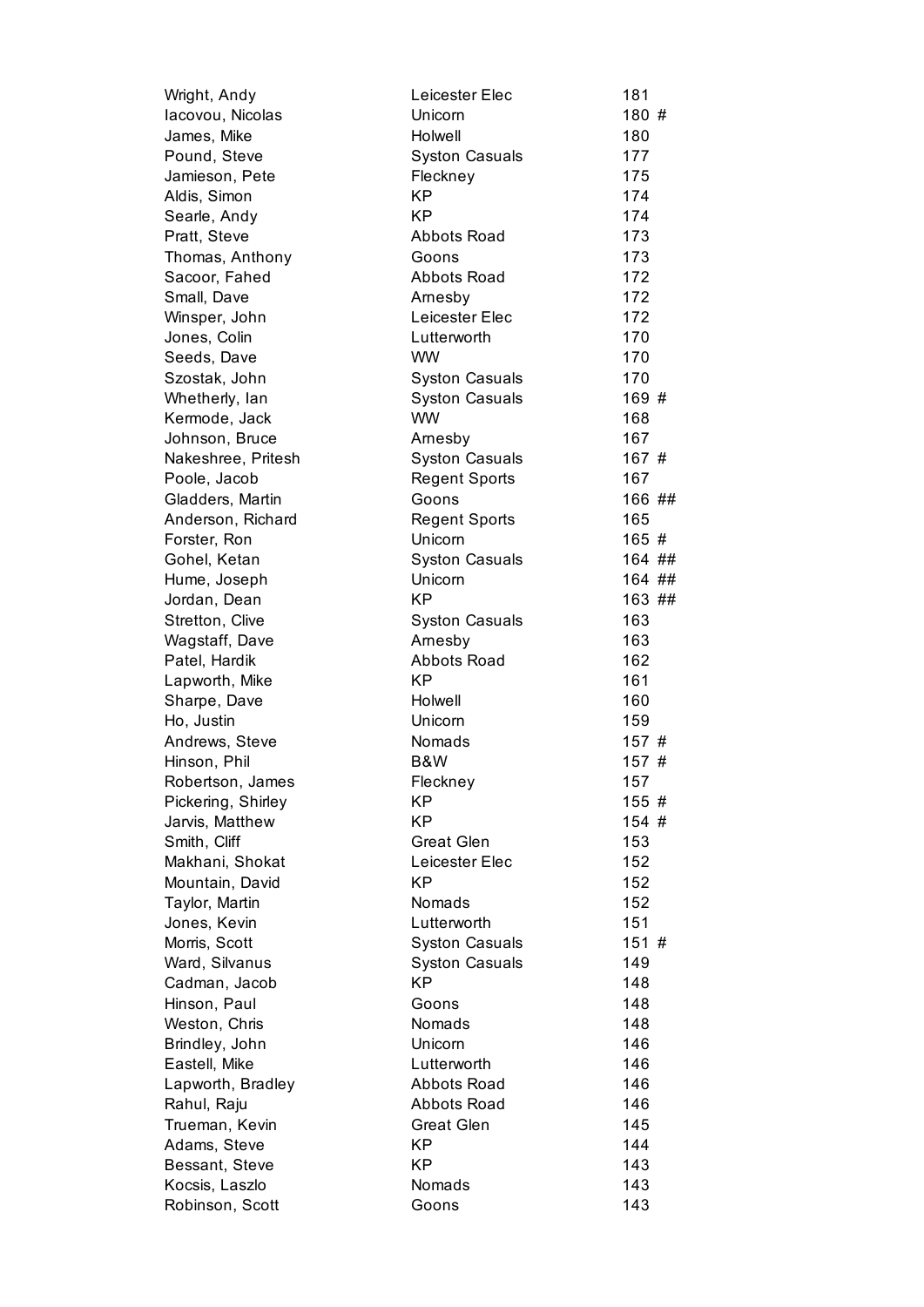| | | |
|---|---|---|
| Wright, Andy | Leicester Elec | 181 |
| Iacovou, Nicolas | Unicorn | 180 # |
| James, Mike | Holwell | 180 |
| Pound, Steve | Syston Casuals | 177 |
| Jamieson, Pete | Fleckney | 175 |
| Aldis, Simon | KP | 174 |
| Searle, Andy | KP | 174 |
| Pratt, Steve | Abbots Road | 173 |
| Thomas, Anthony | Goons | 173 |
| Sacoor, Fahed | Abbots Road | 172 |
| Small, Dave | Arnesby | 172 |
| Winsper, John | Leicester Elec | 172 |
| Jones, Colin | Lutterworth | 170 |
| Seeds, Dave | WW | 170 |
| Szostak, John | Syston Casuals | 170 |
| Whetherly, Ian | Syston Casuals | 169 # |
| Kermode, Jack | WW | 168 |
| Johnson, Bruce | Arnesby | 167 |
| Nakeshree, Pritesh | Syston Casuals | 167 # |
| Poole, Jacob | Regent Sports | 167 |
| Gladders, Martin | Goons | 166 ## |
| Anderson, Richard | Regent Sports | 165 |
| Forster, Ron | Unicorn | 165 # |
| Gohel, Ketan | Syston Casuals | 164 ## |
| Hume, Joseph | Unicorn | 164 ## |
| Jordan, Dean | KP | 163 ## |
| Stretton, Clive | Syston Casuals | 163 |
| Wagstaff, Dave | Arnesby | 163 |
| Patel, Hardik | Abbots Road | 162 |
| Lapworth, Mike | KP | 161 |
| Sharpe, Dave | Holwell | 160 |
| Ho, Justin | Unicorn | 159 |
| Andrews, Steve | Nomads | 157 # |
| Hinson, Phil | B&W | 157 # |
| Robertson, James | Fleckney | 157 |
| Pickering, Shirley | KP | 155 # |
| Jarvis, Matthew | KP | 154 # |
| Smith, Cliff | Great Glen | 153 |
| Makhani, Shokat | Leicester Elec | 152 |
| Mountain, David | KP | 152 |
| Taylor, Martin | Nomads | 152 |
| Jones, Kevin | Lutterworth | 151 |
| Morris, Scott | Syston Casuals | 151 # |
| Ward, Silvanus | Syston Casuals | 149 |
| Cadman, Jacob | KP | 148 |
| Hinson, Paul | Goons | 148 |
| Weston, Chris | Nomads | 148 |
| Brindley, John | Unicorn | 146 |
| Eastell, Mike | Lutterworth | 146 |
| Lapworth, Bradley | Abbots Road | 146 |
| Rahul, Raju | Abbots Road | 146 |
| Trueman, Kevin | Great Glen | 145 |
| Adams, Steve | KP | 144 |
| Bessant, Steve | KP | 143 |
| Kocsis, Laszlo | Nomads | 143 |
| Robinson, Scott | Goons | 143 |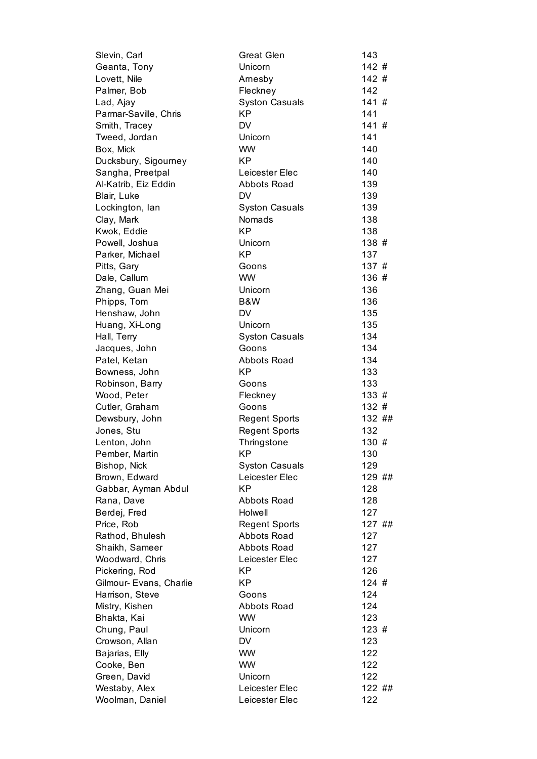| | | |
|---|---|---|
| Slevin, Carl | Great Glen | 143 |
| Geanta, Tony | Unicorn | 142 # |
| Lovett, Nile | Arnesby | 142 # |
| Palmer, Bob | Fleckney | 142 |
| Lad, Ajay | Syston Casuals | 141 # |
| Parmar-Saville, Chris | KP | 141 |
| Smith, Tracey | DV | 141 # |
| Tweed, Jordan | Unicorn | 141 |
| Box, Mick | WW | 140 |
| Ducksbury, Sigourney | KP | 140 |
| Sangha, Preetpal | Leicester Elec | 140 |
| Al-Katrib, Eiz Eddin | Abbots Road | 139 |
| Blair, Luke | DV | 139 |
| Lockington, Ian | Syston Casuals | 139 |
| Clay, Mark | Nomads | 138 |
| Kwok, Eddie | KP | 138 |
| Powell, Joshua | Unicorn | 138 # |
| Parker, Michael | KP | 137 |
| Pitts, Gary | Goons | 137 # |
| Dale, Callum | WW | 136 # |
| Zhang, Guan Mei | Unicorn | 136 |
| Phipps, Tom | B&W | 136 |
| Henshaw, John | DV | 135 |
| Huang, Xi-Long | Unicorn | 135 |
| Hall, Terry | Syston Casuals | 134 |
| Jacques, John | Goons | 134 |
| Patel, Ketan | Abbots Road | 134 |
| Bowness, John | KP | 133 |
| Robinson, Barry | Goons | 133 |
| Wood, Peter | Fleckney | 133 # |
| Cutler, Graham | Goons | 132 # |
| Dewsbury, John | Regent Sports | 132 ## |
| Jones, Stu | Regent Sports | 132 |
| Lenton, John | Thringstone | 130 # |
| Pember, Martin | KP | 130 |
| Bishop, Nick | Syston Casuals | 129 |
| Brown, Edward | Leicester Elec | 129 ## |
| Gabbar, Ayman Abdul | KP | 128 |
| Rana, Dave | Abbots Road | 128 |
| Berdej, Fred | Holwell | 127 |
| Price, Rob | Regent Sports | 127 ## |
| Rathod, Bhulesh | Abbots Road | 127 |
| Shaikh, Sameer | Abbots Road | 127 |
| Woodward, Chris | Leicester Elec | 127 |
| Pickering, Rod | KP | 126 |
| Gilmour- Evans, Charlie | KP | 124 # |
| Harrison, Steve | Goons | 124 |
| Mistry, Kishen | Abbots Road | 124 |
| Bhakta, Kai | WW | 123 |
| Chung, Paul | Unicorn | 123 # |
| Crowson, Allan | DV | 123 |
| Bajarias, Elly | WW | 122 |
| Cooke, Ben | WW | 122 |
| Green, David | Unicorn | 122 |
| Westaby, Alex | Leicester Elec | 122 ## |
| Woolman, Daniel | Leicester Elec | 122 |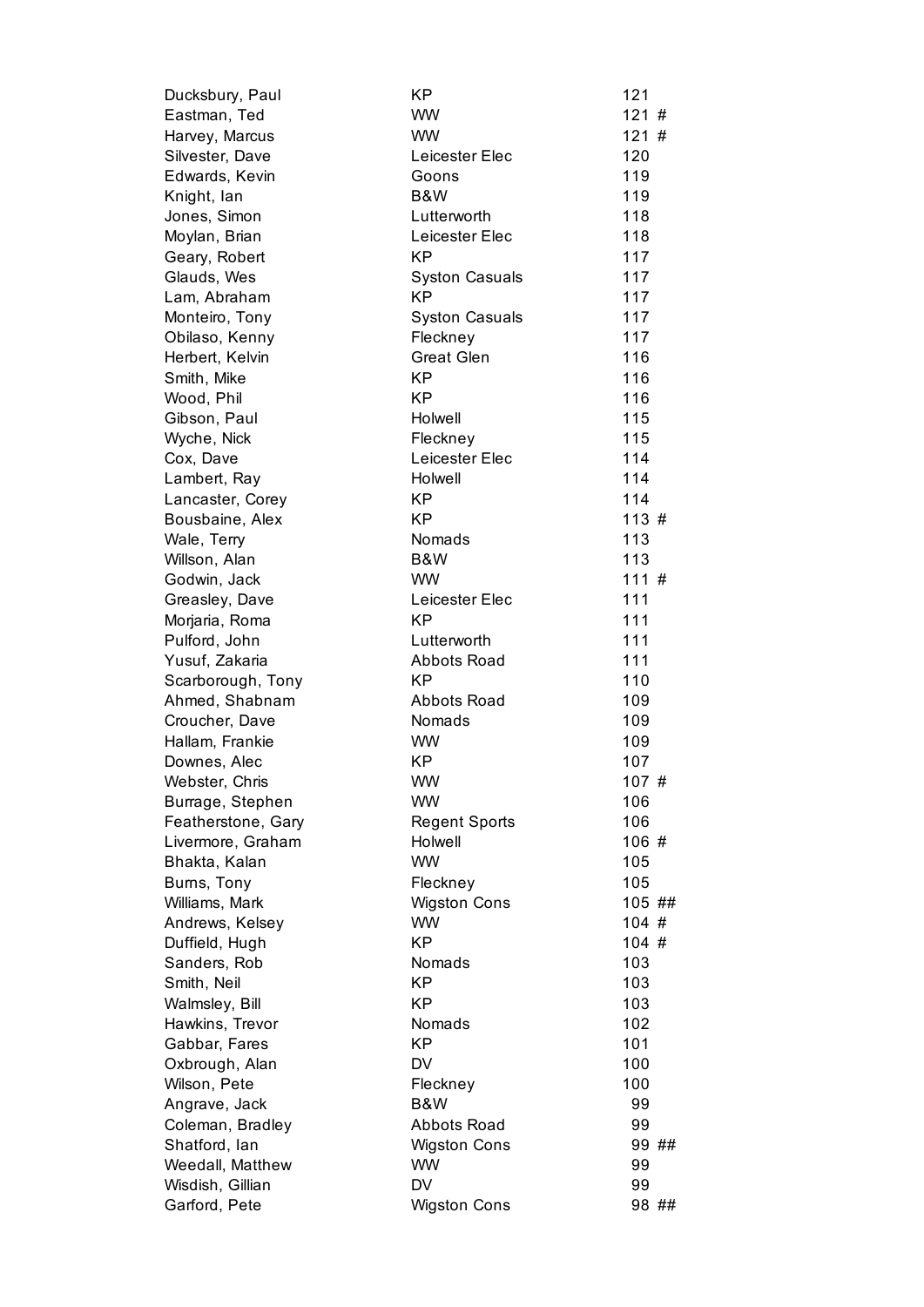| | | |
|---|---|---|
| Ducksbury, Paul | KP | 121 |
| Eastman, Ted | WW | 121 # |
| Harvey, Marcus | WW | 121 # |
| Silvester, Dave | Leicester Elec | 120 |
| Edwards, Kevin | Goons | 119 |
| Knight, Ian | B&W | 119 |
| Jones, Simon | Lutterworth | 118 |
| Moylan, Brian | Leicester Elec | 118 |
| Geary, Robert | KP | 117 |
| Glauds, Wes | Syston Casuals | 117 |
| Lam, Abraham | KP | 117 |
| Monteiro, Tony | Syston Casuals | 117 |
| Obilaso, Kenny | Fleckney | 117 |
| Herbert, Kelvin | Great Glen | 116 |
| Smith, Mike | KP | 116 |
| Wood, Phil | KP | 116 |
| Gibson, Paul | Holwell | 115 |
| Wyche, Nick | Fleckney | 115 |
| Cox, Dave | Leicester Elec | 114 |
| Lambert, Ray | Holwell | 114 |
| Lancaster, Corey | KP | 114 |
| Bousbaine, Alex | KP | 113 # |
| Wale, Terry | Nomads | 113 |
| Willson, Alan | B&W | 113 |
| Godwin, Jack | WW | 111 # |
| Greasley, Dave | Leicester Elec | 111 |
| Morjaria, Roma | KP | 111 |
| Pulford, John | Lutterworth | 111 |
| Yusuf, Zakaria | Abbots Road | 111 |
| Scarborough, Tony | KP | 110 |
| Ahmed, Shabnam | Abbots Road | 109 |
| Croucher, Dave | Nomads | 109 |
| Hallam, Frankie | WW | 109 |
| Downes, Alec | KP | 107 |
| Webster, Chris | WW | 107 # |
| Burrage, Stephen | WW | 106 |
| Featherstone, Gary | Regent Sports | 106 |
| Livermore, Graham | Holwell | 106 # |
| Bhakta, Kalan | WW | 105 |
| Burns, Tony | Fleckney | 105 |
| Williams, Mark | Wigston Cons | 105 ## |
| Andrews, Kelsey | WW | 104 # |
| Duffield, Hugh | KP | 104 # |
| Sanders, Rob | Nomads | 103 |
| Smith, Neil | KP | 103 |
| Walmsley, Bill | KP | 103 |
| Hawkins, Trevor | Nomads | 102 |
| Gabbar, Fares | KP | 101 |
| Oxbrough, Alan | DV | 100 |
| Wilson, Pete | Fleckney | 100 |
| Angrave, Jack | B&W | 99 |
| Coleman, Bradley | Abbots Road | 99 |
| Shatford, Ian | Wigston Cons | 99 ## |
| Weedall, Matthew | WW | 99 |
| Wisdish, Gillian | DV | 99 |
| Garford, Pete | Wigston Cons | 98 ## |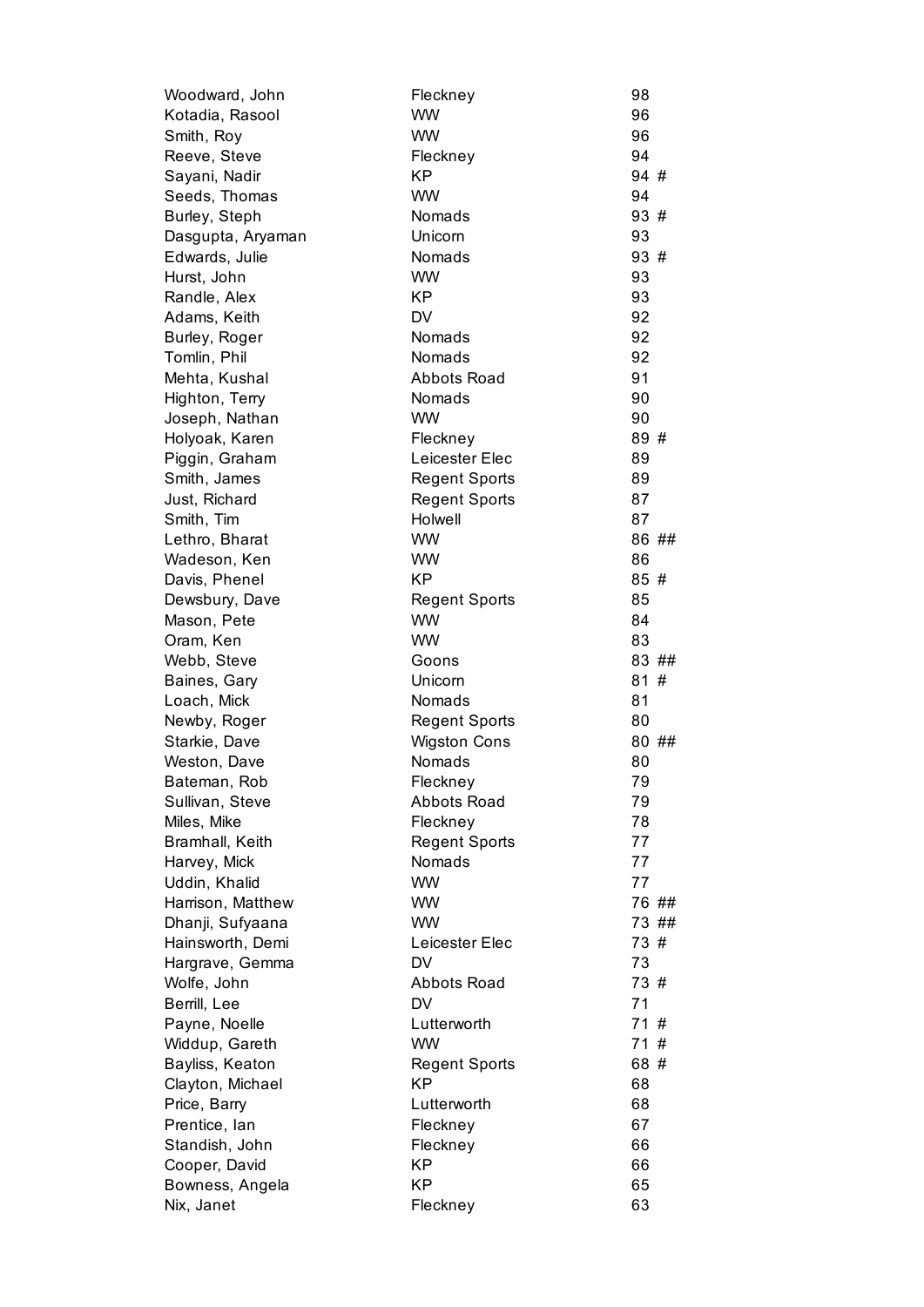| | | |
|---|---|---|
| Woodward, John | Fleckney | 98 |
| Kotadia, Rasool | WW | 96 |
| Smith, Roy | WW | 96 |
| Reeve, Steve | Fleckney | 94 |
| Sayani, Nadir | KP | 94 # |
| Seeds, Thomas | WW | 94 |
| Burley, Steph | Nomads | 93 # |
| Dasgupta, Aryaman | Unicorn | 93 |
| Edwards, Julie | Nomads | 93 # |
| Hurst, John | WW | 93 |
| Randle, Alex | KP | 93 |
| Adams, Keith | DV | 92 |
| Burley, Roger | Nomads | 92 |
| Tomlin, Phil | Nomads | 92 |
| Mehta, Kushal | Abbots Road | 91 |
| Highton, Terry | Nomads | 90 |
| Joseph, Nathan | WW | 90 |
| Holyoak, Karen | Fleckney | 89 # |
| Piggin, Graham | Leicester Elec | 89 |
| Smith, James | Regent Sports | 89 |
| Just, Richard | Regent Sports | 87 |
| Smith, Tim | Holwell | 87 |
| Lethro, Bharat | WW | 86 ## |
| Wadeson, Ken | WW | 86 |
| Davis, Phenel | KP | 85 # |
| Dewsbury, Dave | Regent Sports | 85 |
| Mason, Pete | WW | 84 |
| Oram, Ken | WW | 83 |
| Webb, Steve | Goons | 83 ## |
| Baines, Gary | Unicorn | 81 # |
| Loach, Mick | Nomads | 81 |
| Newby, Roger | Regent Sports | 80 |
| Starkie, Dave | Wigston Cons | 80 ## |
| Weston, Dave | Nomads | 80 |
| Bateman, Rob | Fleckney | 79 |
| Sullivan, Steve | Abbots Road | 79 |
| Miles, Mike | Fleckney | 78 |
| Bramhall, Keith | Regent Sports | 77 |
| Harvey, Mick | Nomads | 77 |
| Uddin, Khalid | WW | 77 |
| Harrison, Matthew | WW | 76 ## |
| Dhanji, Sufyaana | WW | 73 ## |
| Hainsworth, Demi | Leicester Elec | 73 # |
| Hargrave, Gemma | DV | 73 |
| Wolfe, John | Abbots Road | 73 # |
| Berrill, Lee | DV | 71 |
| Payne, Noelle | Lutterworth | 71 # |
| Widdup, Gareth | WW | 71 # |
| Bayliss, Keaton | Regent Sports | 68 # |
| Clayton, Michael | KP | 68 |
| Price, Barry | Lutterworth | 68 |
| Prentice, Ian | Fleckney | 67 |
| Standish, John | Fleckney | 66 |
| Cooper, David | KP | 66 |
| Bowness, Angela | KP | 65 |
| Nix, Janet | Fleckney | 63 |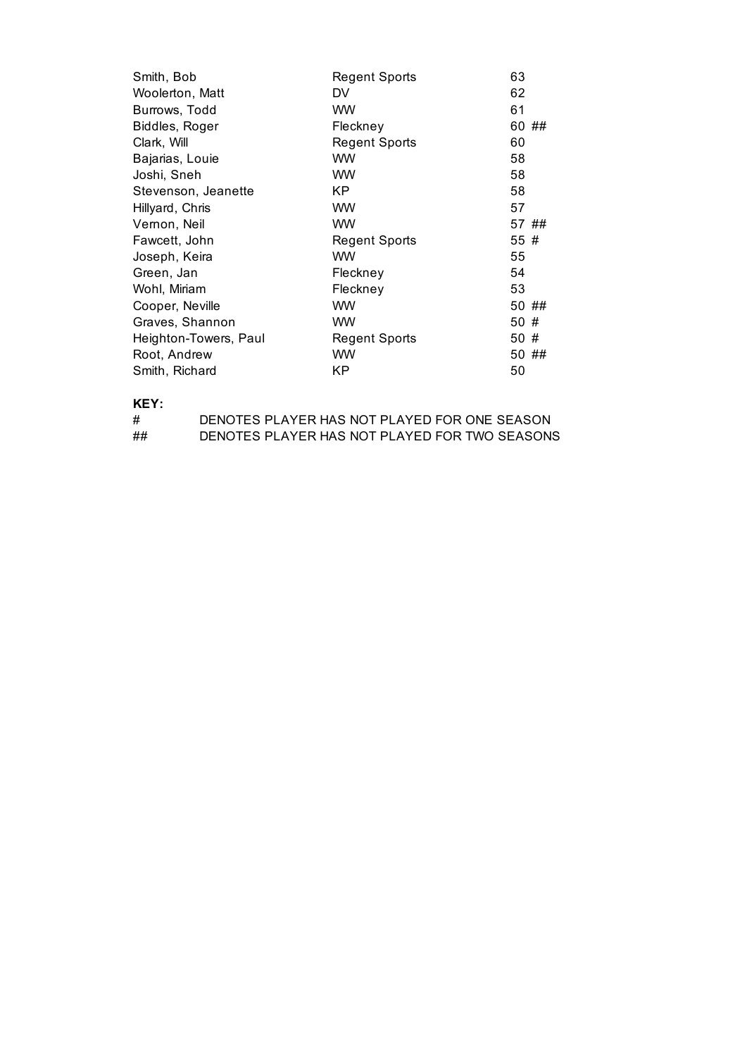| | | |
|---|---|---|
| Smith, Bob | Regent Sports | 63 |
| Woolerton, Matt | DV | 62 |
| Burrows, Todd | WW | 61 |
| Biddles, Roger | Fleckney | 60 ## |
| Clark, Will | Regent Sports | 60 |
| Bajarias, Louie | WW | 58 |
| Joshi, Sneh | WW | 58 |
| Stevenson, Jeanette | KP | 58 |
| Hillyard, Chris | WW | 57 |
| Vernon, Neil | WW | 57 ## |
| Fawcett, John | Regent Sports | 55 # |
| Joseph, Keira | WW | 55 |
| Green, Jan | Fleckney | 54 |
| Wohl, Miriam | Fleckney | 53 |
| Cooper, Neville | WW | 50 ## |
| Graves, Shannon | WW | 50 # |
| Heighton-Towers, Paul | Regent Sports | 50 # |
| Root, Andrew | WW | 50 ## |
| Smith, Richard | KP | 50 |

**KEY:**

| | |
|---|---|
| # | DENOTES PLAYER HAS NOT PLAYED FOR ONE SEASON |
| ## | DENOTES PLAYER HAS NOT PLAYED FOR TWO SEASONS |